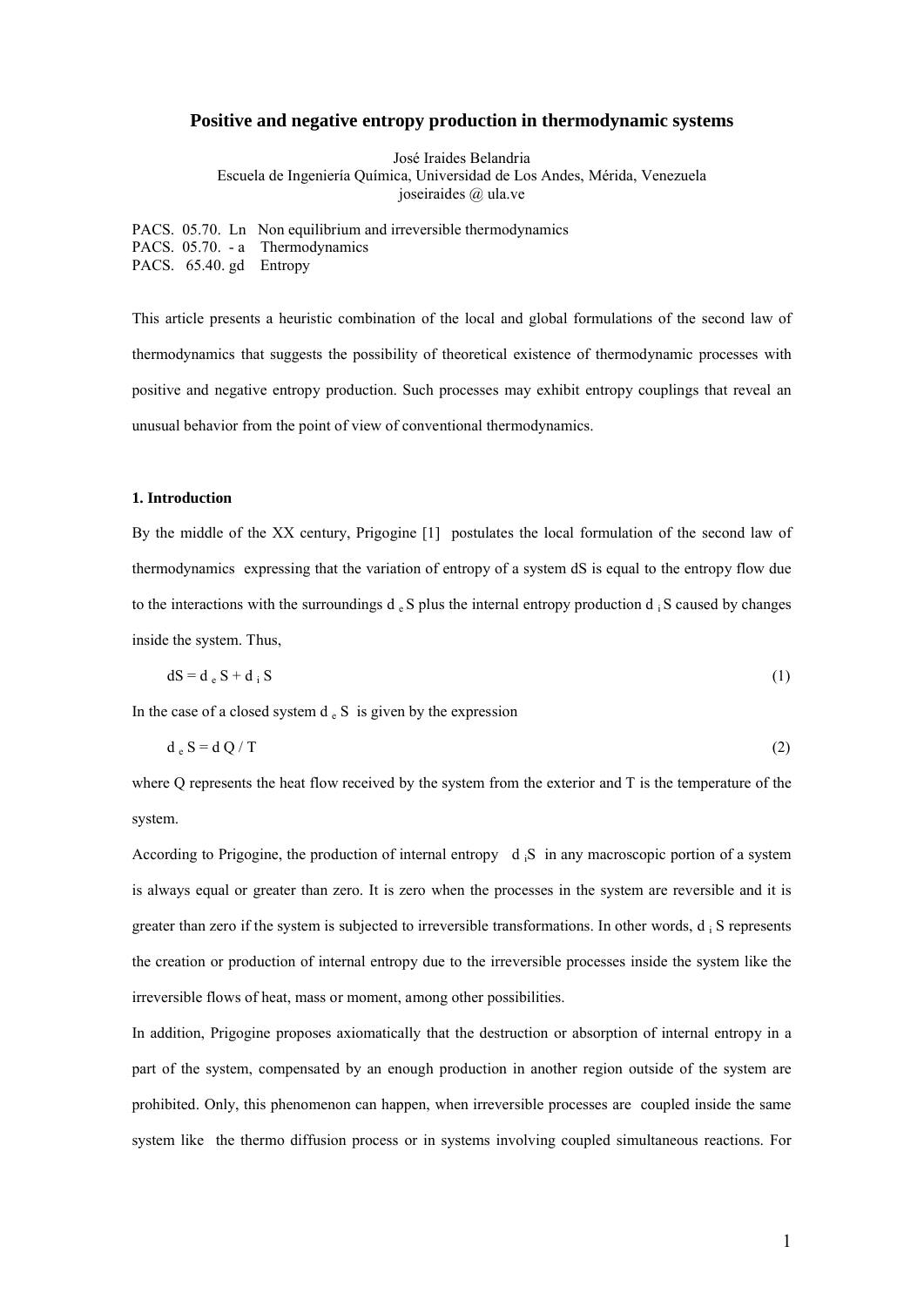# Positive and negative entropy production in thermodynamic systems

José Iraides Belandria
Escuela de Ingeniería Química, Universidad de Los Andes, Mérida, Venezuela
joseiraides @ ula.ve

PACS. 05.70. Ln Non equilibrium and irreversible thermodynamics
PACS. 05.70. - a Thermodynamics
PACS. 65.40. gd Entropy

This article presents a heuristic combination of the local and global formulations of the second law of thermodynamics that suggests the possibility of theoretical existence of thermodynamic processes with positive and negative entropy production. Such processes may exhibit entropy couplings that reveal an unusual behavior from the point of view of conventional thermodynamics.

### 1. Introduction

By the middle of the XX century, Prigogine [1] postulates the local formulation of the second law of thermodynamics expressing that the variation of entropy of a system dS is equal to the entropy flow due to the interactions with the surroundings $d_e S$ plus the internal entropy production $d_i S$ caused by changes inside the system. Thus,

$$dS = d_e S + d_i S \tag{1}$$

In the case of a closed system $d_e S$ is given by the expression

$$d_e S = dQ / T \tag{2}$$

where Q represents the heat flow received by the system from the exterior and T is the temperature of the system.

According to Prigogine, the production of internal entropy $d_i S$ in any macroscopic portion of a system is always equal or greater than zero. It is zero when the processes in the system are reversible and it is greater than zero if the system is subjected to irreversible transformations. In other words, $d_i S$ represents the creation or production of internal entropy due to the irreversible processes inside the system like the irreversible flows of heat, mass or moment, among other possibilities.

In addition, Prigogine proposes axiomatically that the destruction or absorption of internal entropy in a part of the system, compensated by an enough production in another region outside of the system are prohibited. Only, this phenomenon can happen, when irreversible processes are coupled inside the same system like the thermo diffusion process or in systems involving coupled simultaneous reactions. For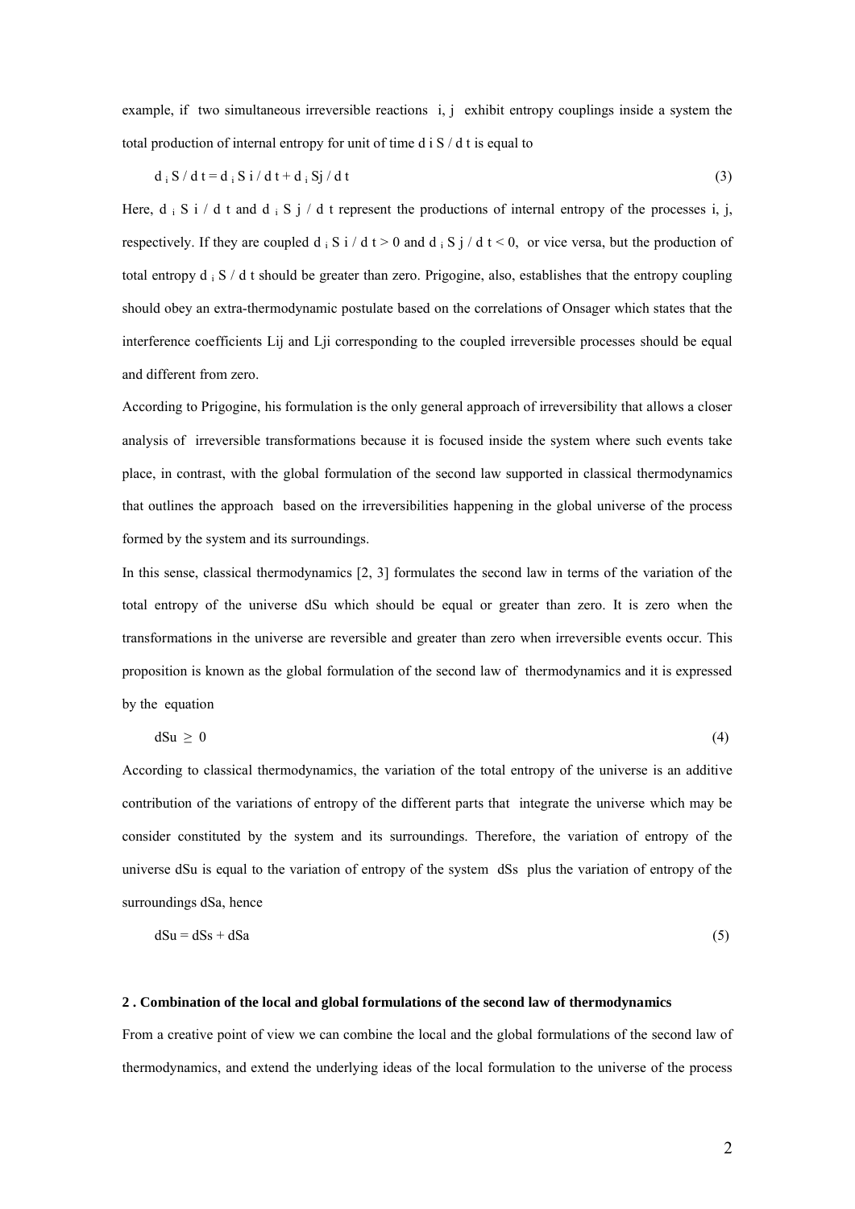example, if two simultaneous irreversible reactions i, j exhibit entropy couplings inside a system the total production of internal entropy for unit of time $d_i S / dt$ is equal to

$$d_i S / dt = d_i S_i / dt + d_i S_j / dt \tag{3}$$

Here, $d_i S_i / dt$ and $d_i S_j / dt$ represent the productions of internal entropy of the processes i, j, respectively. If they are coupled $d_i S_i / dt > 0$ and $d_i S_j / dt < 0$, or vice versa, but the production of total entropy $d_i S / dt$ should be greater than zero. Prigogine, also, establishes that the entropy coupling should obey an extra-thermodynamic postulate based on the correlations of Onsager which states that the interference coefficients $L_{ij}$ and $L_{ji}$ corresponding to the coupled irreversible processes should be equal and different from zero.

According to Prigogine, his formulation is the only general approach of irreversibility that allows a closer analysis of irreversible transformations because it is focused inside the system where such events take place, in contrast, with the global formulation of the second law supported in classical thermodynamics that outlines the approach based on the irreversibilities happening in the global universe of the process formed by the system and its surroundings.

In this sense, classical thermodynamics [2, 3] formulates the second law in terms of the variation of the total entropy of the universe $dS_u$ which should be equal or greater than zero. It is zero when the transformations in the universe are reversible and greater than zero when irreversible events occur. This proposition is known as the global formulation of the second law of thermodynamics and it is expressed by the equation

$$dS_u \geq 0 \tag{4}$$

According to classical thermodynamics, the variation of the total entropy of the universe is an additive contribution of the variations of entropy of the different parts that integrate the universe which may be consider constituted by the system and its surroundings. Therefore, the variation of entropy of the universe $dS_u$ is equal to the variation of entropy of the system $dS_s$ plus the variation of entropy of the surroundings $dS_a$, hence

$$dS_u = dS_s + dS_a \tag{5}$$

## 2 . Combination of the local and global formulations of the second law of thermodynamics

From a creative point of view we can combine the local and the global formulations of the second law of thermodynamics, and extend the underlying ideas of the local formulation to the universe of the process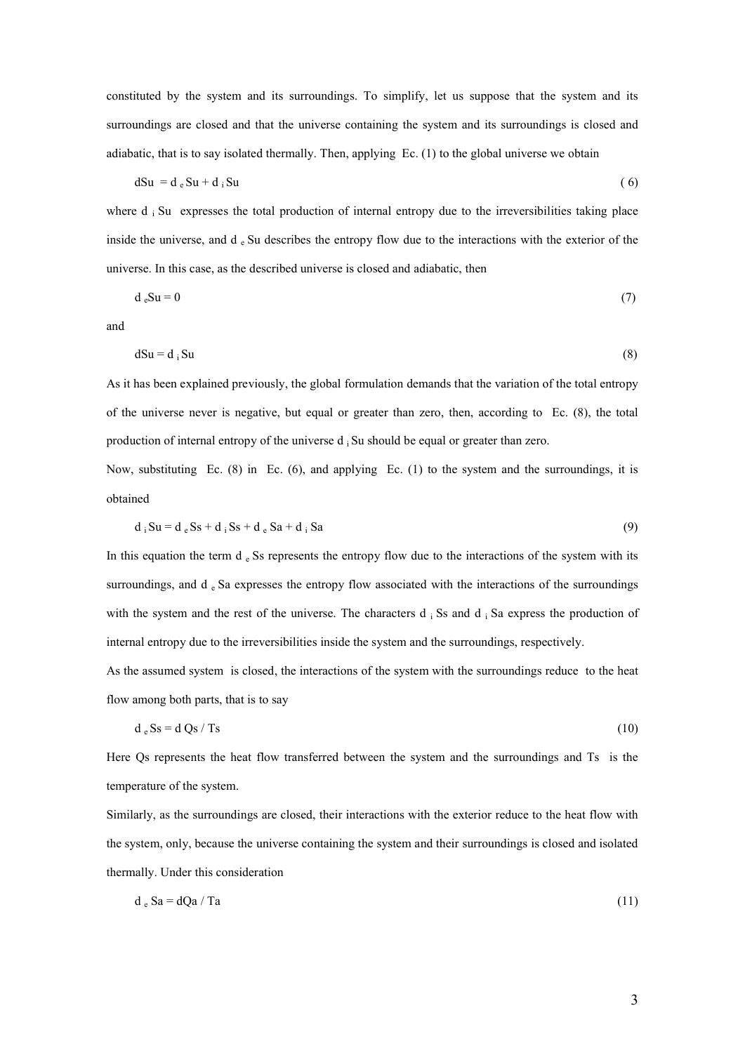constituted by the system and its surroundings. To simplify, let us suppose that the system and its surroundings are closed and that the universe containing the system and its surroundings is closed and adiabatic, that is to say isolated thermally. Then, applying Ec. (1) to the global universe we obtain

$$dSu = d_e Su + d_i Su \qquad (6)$$

where $d_i Su$ expresses the total production of internal entropy due to the irreversibilities taking place inside the universe, and $d_e Su$ describes the entropy flow due to the interactions with the exterior of the universe. In this case, as the described universe is closed and adiabatic, then

$$d_e Su = 0 \qquad (7)$$

and

$$dSu = d_i Su \qquad (8)$$

As it has been explained previously, the global formulation demands that the variation of the total entropy of the universe never is negative, but equal or greater than zero, then, according to Ec. (8), the total production of internal entropy of the universe $d_i Su$ should be equal or greater than zero.

Now, substituting Ec. (8) in Ec. (6), and applying Ec. (1) to the system and the surroundings, it is obtained

$$d_i Su = d_e Ss + d_i Ss + d_e Sa + d_i Sa \qquad (9)$$

In this equation the term $d_e Ss$ represents the entropy flow due to the interactions of the system with its surroundings, and $d_e Sa$ expresses the entropy flow associated with the interactions of the surroundings with the system and the rest of the universe. The characters $d_i Ss$ and $d_i Sa$ express the production of internal entropy due to the irreversibilities inside the system and the surroundings, respectively.

As the assumed system is closed, the interactions of the system with the surroundings reduce to the heat flow among both parts, that is to say

$$d_e Ss = d Qs / Ts \qquad (10)$$

Here Qs represents the heat flow transferred between the system and the surroundings and Ts is the temperature of the system.

Similarly, as the surroundings are closed, their interactions with the exterior reduce to the heat flow with the system, only, because the universe containing the system and their surroundings is closed and isolated thermally. Under this consideration

$$d_e Sa = dQa / Ta \qquad (11)$$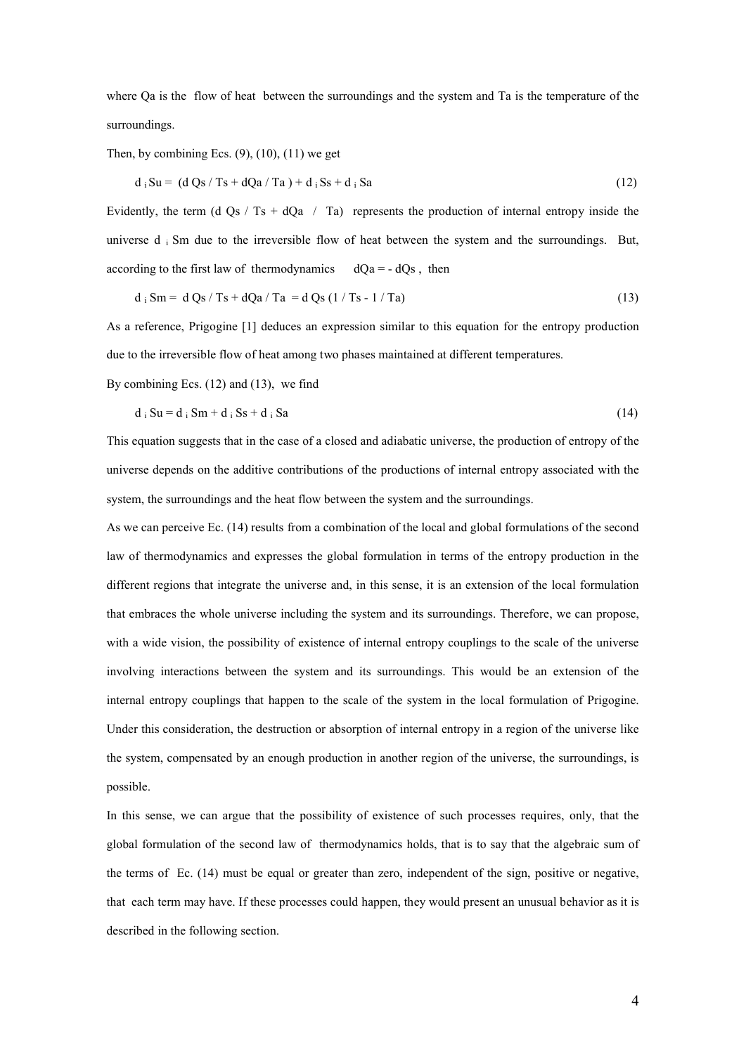where Qa is the flow of heat between the surroundings and the system and Ta is the temperature of the surroundings.

Then, by combining Ecs. (9), (10), (11) we get

$$d_i Su = (d Qs / Ts + dQa / Ta) + d_i Ss + d_i Sa \tag{12}$$

Evidently, the term $(d Qs / Ts + dQa / Ta)$ represents the production of internal entropy inside the universe $d_i Sm$ due to the irreversible flow of heat between the system and the surroundings. But, according to the first law of thermodynamics $dQa = - dQs$, then

$$d_i Sm = d Qs / Ts + dQa / Ta = d Qs (1 / Ts - 1 / Ta) \tag{13}$$

As a reference, Prigogine [1] deduces an expression similar to this equation for the entropy production due to the irreversible flow of heat among two phases maintained at different temperatures.

By combining Ecs. (12) and (13), we find

$$d_i Su = d_i Sm + d_i Ss + d_i Sa \tag{14}$$

This equation suggests that in the case of a closed and adiabatic universe, the production of entropy of the universe depends on the additive contributions of the productions of internal entropy associated with the system, the surroundings and the heat flow between the system and the surroundings.

As we can perceive Ec. (14) results from a combination of the local and global formulations of the second law of thermodynamics and expresses the global formulation in terms of the entropy production in the different regions that integrate the universe and, in this sense, it is an extension of the local formulation that embraces the whole universe including the system and its surroundings. Therefore, we can propose, with a wide vision, the possibility of existence of internal entropy couplings to the scale of the universe involving interactions between the system and its surroundings. This would be an extension of the internal entropy couplings that happen to the scale of the system in the local formulation of Prigogine. Under this consideration, the destruction or absorption of internal entropy in a region of the universe like the system, compensated by an enough production in another region of the universe, the surroundings, is possible.

In this sense, we can argue that the possibility of existence of such processes requires, only, that the global formulation of the second law of thermodynamics holds, that is to say that the algebraic sum of the terms of Ec. (14) must be equal or greater than zero, independent of the sign, positive or negative, that each term may have. If these processes could happen, they would present an unusual behavior as it is described in the following section.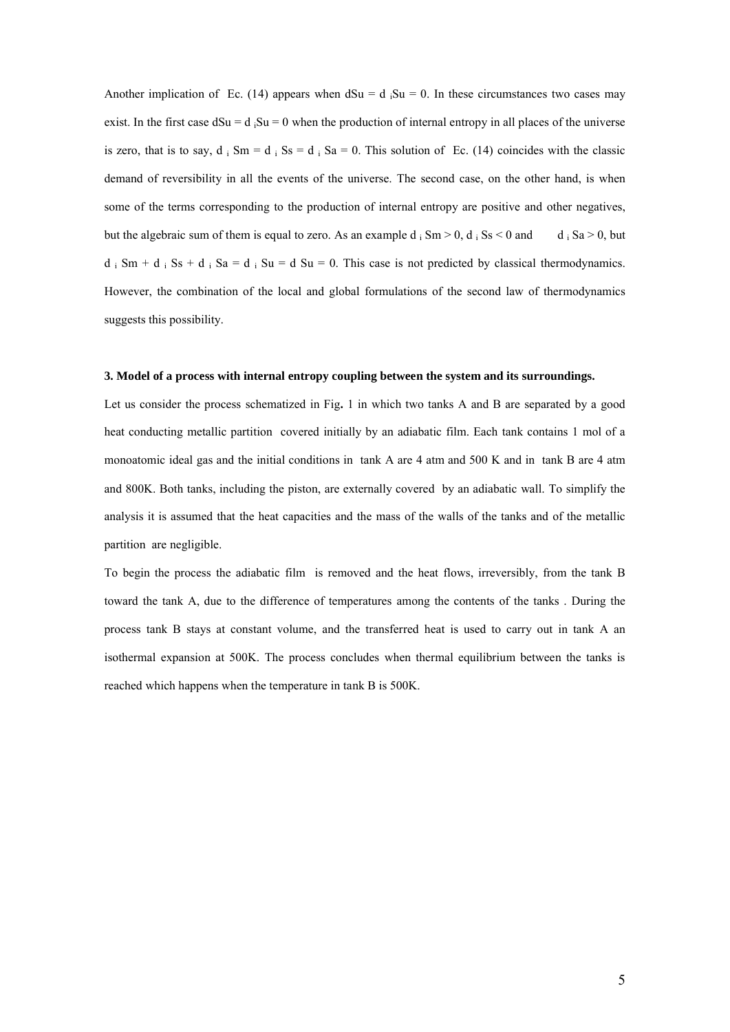Another implication of Ec. (14) appears when $dSu = d_iSu = 0$. In these circumstances two cases may exist. In the first case $dSu = d_iSu = 0$ when the production of internal entropy in all places of the universe is zero, that is to say, $d_i Sm = d_i Ss = d_i Sa = 0$. This solution of Ec. (14) coincides with the classic demand of reversibility in all the events of the universe. The second case, on the other hand, is when some of the terms corresponding to the production of internal entropy are positive and other negatives, but the algebraic sum of them is equal to zero. As an example $d_i Sm > 0$, $d_i Ss < 0$ and $d_i Sa > 0$, but $d_i Sm + d_i Ss + d_i Sa = d_i Su = d Su = 0$. This case is not predicted by classical thermodynamics. However, the combination of the local and global formulations of the second law of thermodynamics suggests this possibility.

**3. Model of a process with internal entropy coupling between the system and its surroundings.**

Let us consider the process schematized in Fig**.** 1 in which two tanks A and B are separated by a good heat conducting metallic partition covered initially by an adiabatic film. Each tank contains 1 mol of a monoatomic ideal gas and the initial conditions in tank A are 4 atm and 500 K and in tank B are 4 atm and 800K. Both tanks, including the piston, are externally covered by an adiabatic wall. To simplify the analysis it is assumed that the heat capacities and the mass of the walls of the tanks and of the metallic partition are negligible.

To begin the process the adiabatic film is removed and the heat flows, irreversibly, from the tank B toward the tank A, due to the difference of temperatures among the contents of the tanks . During the process tank B stays at constant volume, and the transferred heat is used to carry out in tank A an isothermal expansion at 500K. The process concludes when thermal equilibrium between the tanks is reached which happens when the temperature in tank B is 500K.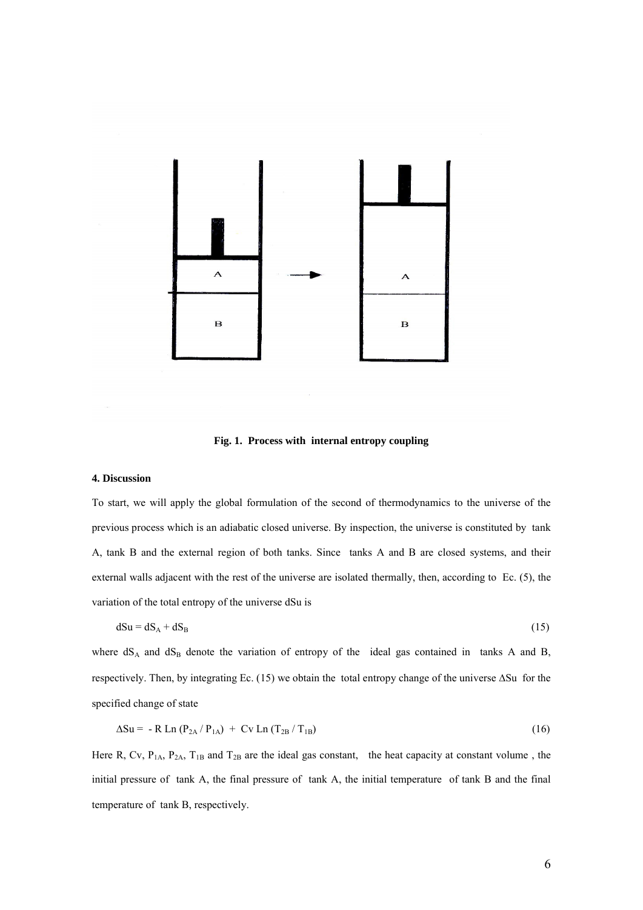**Fig. 1. Process with internal entropy coupling**

## 4. Discussion

To start, we will apply the global formulation of the second of thermodynamics to the universe of the previous process which is an adiabatic closed universe. By inspection, the universe is constituted by tank A, tank B and the external region of both tanks. Since tanks A and B are closed systems, and their external walls adjacent with the rest of the universe are isolated thermally, then, according to Ec. (5), the variation of the total entropy of the universe dSu is

$$dSu = dS_A + dS_B \tag{15}$$

where $dS_A$ and $dS_B$ denote the variation of entropy of the ideal gas contained in tanks A and B, respectively. Then, by integrating Ec. (15) we obtain the total entropy change of the universe $\Delta Su$ for the specified change of state

$$\Delta Su = - R \, Ln \, (P_{2A} / P_{1A}) + Cv \, Ln \, (T_{2B} / T_{1B}) \tag{16}$$

Here R, Cv, $P_{1A}$, $P_{2A}$, $T_{1B}$ and $T_{2B}$ are the ideal gas constant, the heat capacity at constant volume , the initial pressure of tank A, the final pressure of tank A, the initial temperature of tank B and the final temperature of tank B, respectively.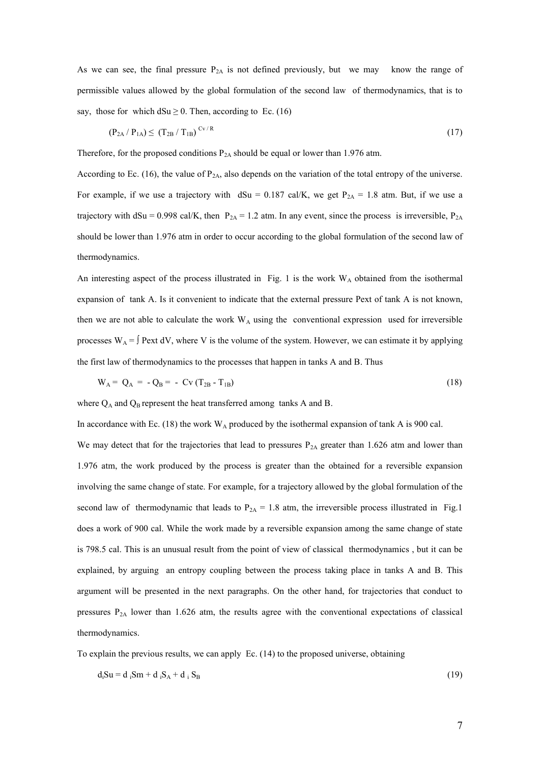As we can see, the final pressure $P_{2A}$ is not defined previously, but we may know the range of permissible values allowed by the global formulation of the second law of thermodynamics, that is to say, those for which $dSu \geq 0$. Then, according to Ec. (16)

$$(P_{2A} / P_{1A}) \leq (T_{2B} / T_{1B})^{Cv/R} \tag{17}$$

Therefore, for the proposed conditions $P_{2A}$ should be equal or lower than 1.976 atm.

According to Ec. (16), the value of $P_{2A}$, also depends on the variation of the total entropy of the universe. For example, if we use a trajectory with $dSu = 0.187$ cal/K, we get $P_{2A} = 1.8$ atm. But, if we use a trajectory with $dSu = 0.998$ cal/K, then $P_{2A} = 1.2$ atm. In any event, since the process is irreversible, $P_{2A}$ should be lower than 1.976 atm in order to occur according to the global formulation of the second law of thermodynamics.

An interesting aspect of the process illustrated in Fig. 1 is the work $W_A$ obtained from the isothermal expansion of tank A. Is it convenient to indicate that the external pressure Pext of tank A is not known, then we are not able to calculate the work $W_A$ using the conventional expression used for irreversible processes $W_A = \int Pext\, dV$, where V is the volume of the system. However, we can estimate it by applying the first law of thermodynamics to the processes that happen in tanks A and B. Thus

$$W_A = Q_A = -Q_B = -Cv\,(T_{2B} - T_{1B}) \tag{18}$$

where $Q_A$ and $Q_B$ represent the heat transferred among tanks A and B.

In accordance with Ec. (18) the work $W_A$ produced by the isothermal expansion of tank A is 900 cal.

We may detect that for the trajectories that lead to pressures $P_{2A}$ greater than 1.626 atm and lower than 1.976 atm, the work produced by the process is greater than the obtained for a reversible expansion involving the same change of state. For example, for a trajectory allowed by the global formulation of the second law of thermodynamic that leads to $P_{2A} = 1.8$ atm, the irreversible process illustrated in Fig.1 does a work of 900 cal. While the work made by a reversible expansion among the same change of state is 798.5 cal. This is an unusual result from the point of view of classical thermodynamics , but it can be explained, by arguing an entropy coupling between the process taking place in tanks A and B. This argument will be presented in the next paragraphs. On the other hand, for trajectories that conduct to pressures $P_{2A}$ lower than 1.626 atm, the results agree with the conventional expectations of classical thermodynamics.

To explain the previous results, we can apply Ec. (14) to the proposed universe, obtaining

$$d_iSu = d_iSm + d_iS_A + d_iS_B \tag{19}$$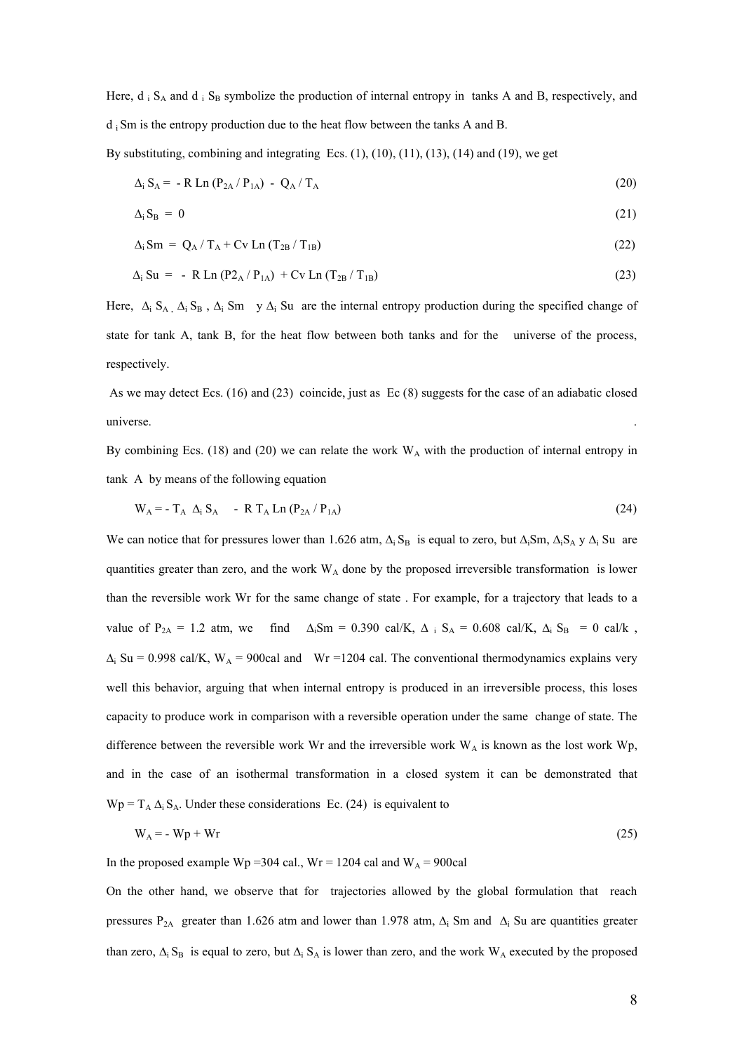Here, $d_i S_A$ and $d_i S_B$ symbolize the production of internal entropy in tanks A and B, respectively, and $d_i Sm$ is the entropy production due to the heat flow between the tanks A and B.

By substituting, combining and integrating Ecs. (1), (10), (11), (13), (14) and (19), we get

$$\Delta_i S_A = -R \operatorname{Ln}(P_{2A} / P_{1A}) - Q_A / T_A \tag{20}$$

$$\Delta_i S_B = 0 \tag{21}$$

$$\Delta_i Sm = Q_A / T_A + Cv \operatorname{Ln}(T_{2B} / T_{1B}) \tag{22}$$

$$\Delta_i Su = -R \operatorname{Ln}(P2_A / P_{1A}) + Cv \operatorname{Ln}(T_{2B} / T_{1B}) \tag{23}$$

Here, $\Delta_i S_A$, $\Delta_i S_B$, $\Delta_i Sm$ y $\Delta_i Su$ are the internal entropy production during the specified change of state for tank A, tank B, for the heat flow between both tanks and for the universe of the process, respectively.

As we may detect Ecs. (16) and (23) coincide, just as Ec (8) suggests for the case of an adiabatic closed universe.

By combining Ecs. (18) and (20) we can relate the work $W_A$ with the production of internal entropy in tank A by means of the following equation

$$W_A = -T_A \Delta_i S_A - R T_A \operatorname{Ln}(P_{2A} / P_{1A}) \tag{24}$$

We can notice that for pressures lower than 1.626 atm, $\Delta_i S_B$ is equal to zero, but $\Delta_i Sm$, $\Delta_i S_A$ y $\Delta_i Su$ are quantities greater than zero, and the work $W_A$ done by the proposed irreversible transformation is lower than the reversible work Wr for the same change of state . For example, for a trajectory that leads to a value of $P_{2A}$ = 1.2 atm, we find $\Delta_i Sm$ = 0.390 cal/K, $\Delta_i S_A$ = 0.608 cal/K, $\Delta_i S_B$ = 0 cal/k , $\Delta_i Su$ = 0.998 cal/K, $W_A$ = 900cal and Wr =1204 cal. The conventional thermodynamics explains very well this behavior, arguing that when internal entropy is produced in an irreversible process, this loses capacity to produce work in comparison with a reversible operation under the same change of state. The difference between the reversible work Wr and the irreversible work $W_A$ is known as the lost work Wp, and in the case of an isothermal transformation in a closed system it can be demonstrated that $Wp = T_A \Delta_i S_A$. Under these considerations Ec. (24) is equivalent to

$$W_A = -Wp + Wr \tag{25}$$

In the proposed example Wp =304 cal., Wr = 1204 cal and $W_A$ = 900cal

On the other hand, we observe that for trajectories allowed by the global formulation that reach pressures $P_{2A}$ greater than 1.626 atm and lower than 1.978 atm, $\Delta_i Sm$ and $\Delta_i Su$ are quantities greater than zero, $\Delta_i S_B$ is equal to zero, but $\Delta_i S_A$ is lower than zero, and the work $W_A$ executed by the proposed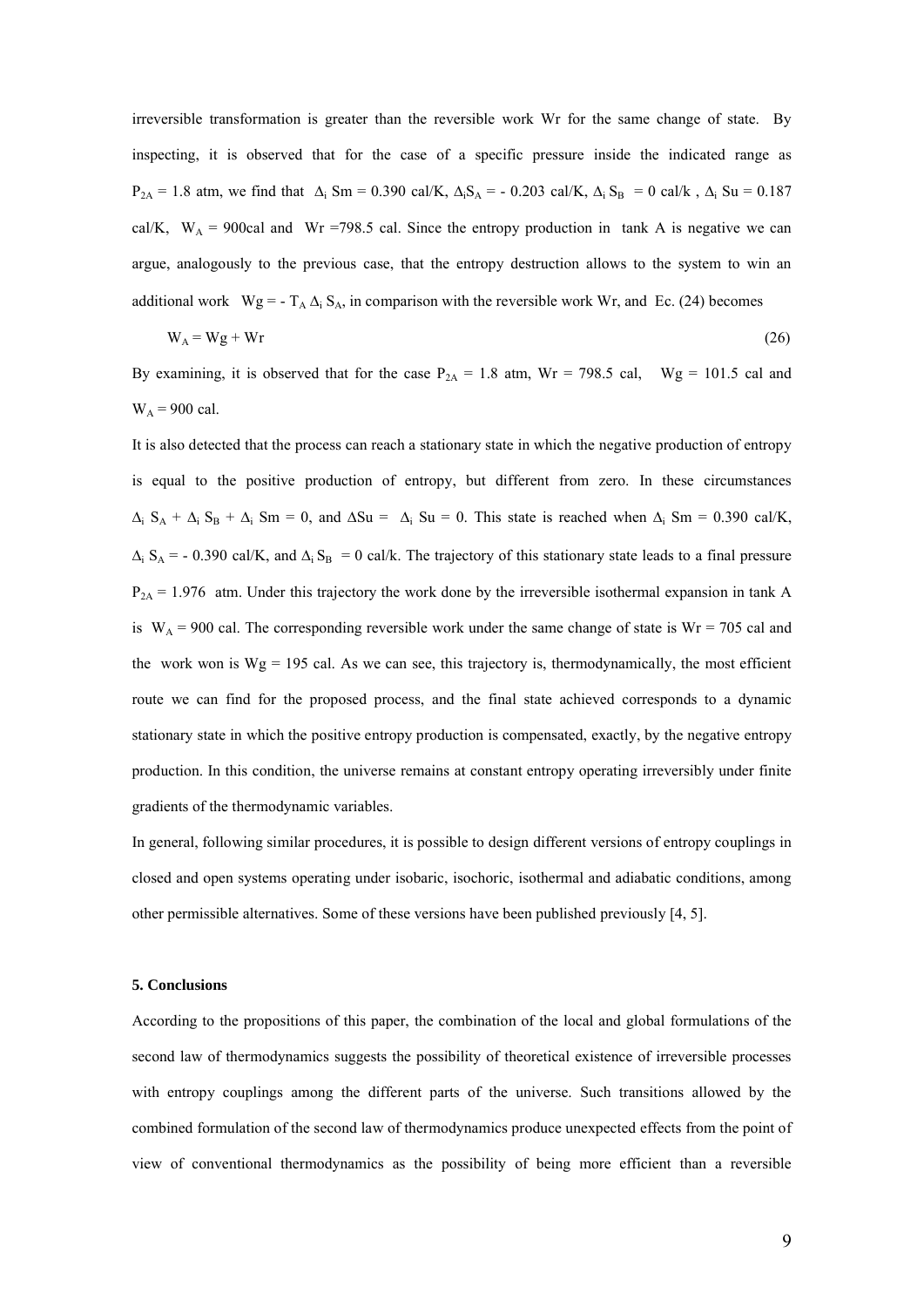irreversible transformation is greater than the reversible work Wr for the same change of state. By inspecting, it is observed that for the case of a specific pressure inside the indicated range as $P_{2A}$ = 1.8 atm, we find that $\Delta_i$ Sm = 0.390 cal/K, $\Delta_i S_A$ = - 0.203 cal/K, $\Delta_i S_B$ = 0 cal/k , $\Delta_i$ Su = 0.187 cal/K, $W_A$ = 900cal and Wr =798.5 cal. Since the entropy production in tank A is negative we can argue, analogously to the previous case, that the entropy destruction allows to the system to win an additional work Wg = - $T_A \Delta_i S_A$, in comparison with the reversible work Wr, and Ec. (24) becomes

$$W_A = Wg + Wr \tag{26}$$

By examining, it is observed that for the case $P_{2A}$ = 1.8 atm, Wr = 798.5 cal, Wg = 101.5 cal and $W_A$ = 900 cal.

It is also detected that the process can reach a stationary state in which the negative production of entropy is equal to the positive production of entropy, but different from zero. In these circumstances $\Delta_i S_A + \Delta_i S_B + \Delta_i Sm = 0$, and $\Delta Su = \Delta_i Su = 0$. This state is reached when $\Delta_i$ Sm = 0.390 cal/K, $\Delta_i S_A$ = - 0.390 cal/K, and $\Delta_i S_B$ = 0 cal/k. The trajectory of this stationary state leads to a final pressure $P_{2A}$ = 1.976 atm. Under this trajectory the work done by the irreversible isothermal expansion in tank A is $W_A$ = 900 cal. The corresponding reversible work under the same change of state is Wr = 705 cal and the work won is Wg = 195 cal. As we can see, this trajectory is, thermodynamically, the most efficient route we can find for the proposed process, and the final state achieved corresponds to a dynamic stationary state in which the positive entropy production is compensated, exactly, by the negative entropy production. In this condition, the universe remains at constant entropy operating irreversibly under finite gradients of the thermodynamic variables.

In general, following similar procedures, it is possible to design different versions of entropy couplings in closed and open systems operating under isobaric, isochoric, isothermal and adiabatic conditions, among other permissible alternatives. Some of these versions have been published previously [4, 5].

## 5. Conclusions

According to the propositions of this paper, the combination of the local and global formulations of the second law of thermodynamics suggests the possibility of theoretical existence of irreversible processes with entropy couplings among the different parts of the universe. Such transitions allowed by the combined formulation of the second law of thermodynamics produce unexpected effects from the point of view of conventional thermodynamics as the possibility of being more efficient than a reversible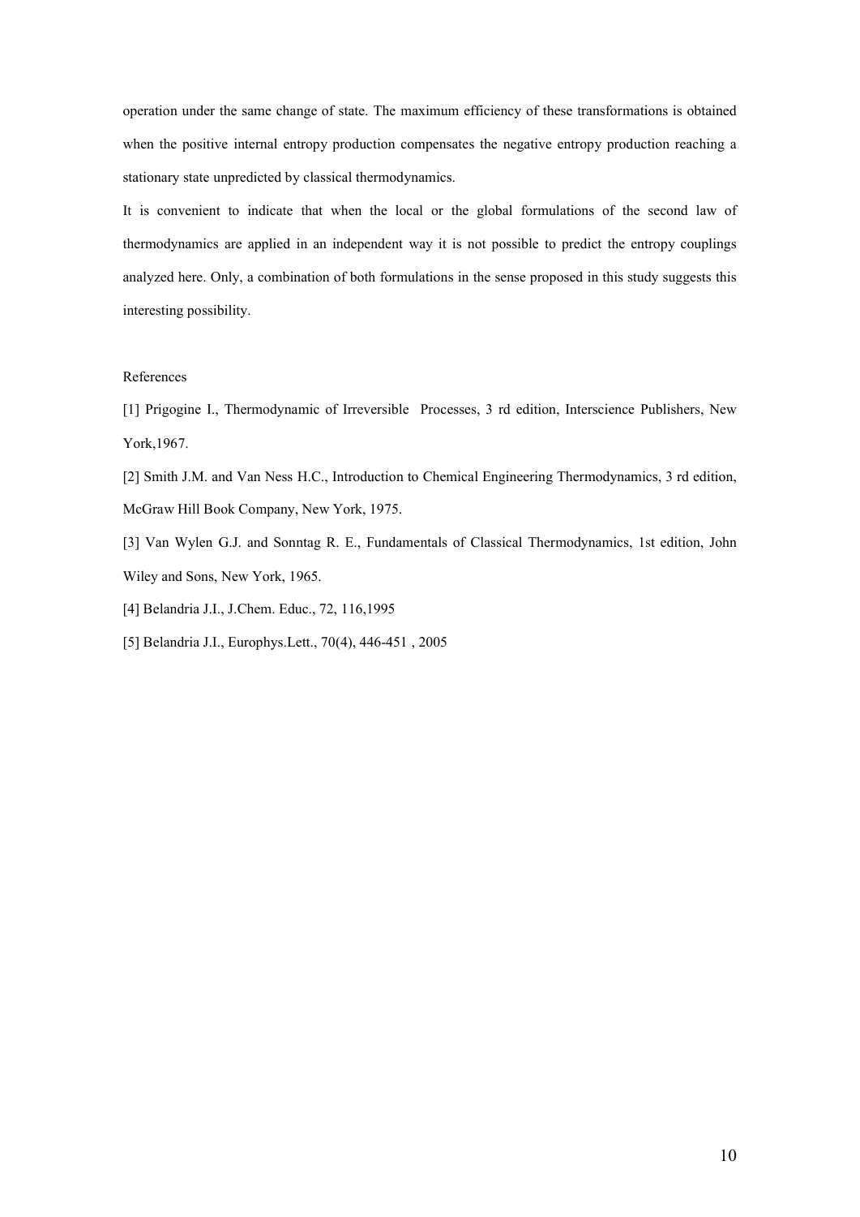operation under the same change of state. The maximum efficiency of these transformations is obtained when the positive internal entropy production compensates the negative entropy production reaching a stationary state unpredicted by classical thermodynamics.

It is convenient to indicate that when the local or the global formulations of the second law of thermodynamics are applied in an independent way it is not possible to predict the entropy couplings analyzed here. Only, a combination of both formulations in the sense proposed in this study suggests this interesting possibility.

References

[1] Prigogine I., Thermodynamic of Irreversible Processes, 3 rd edition, Interscience Publishers, New York,1967.

[2] Smith J.M. and Van Ness H.C., Introduction to Chemical Engineering Thermodynamics, 3 rd edition, McGraw Hill Book Company, New York, 1975.

[3] Van Wylen G.J. and Sonntag R. E., Fundamentals of Classical Thermodynamics, 1st edition, John Wiley and Sons, New York, 1965.

[4] Belandria J.I., J.Chem. Educ., 72, 116,1995

[5] Belandria J.I., Europhys.Lett., 70(4), 446-451 , 2005